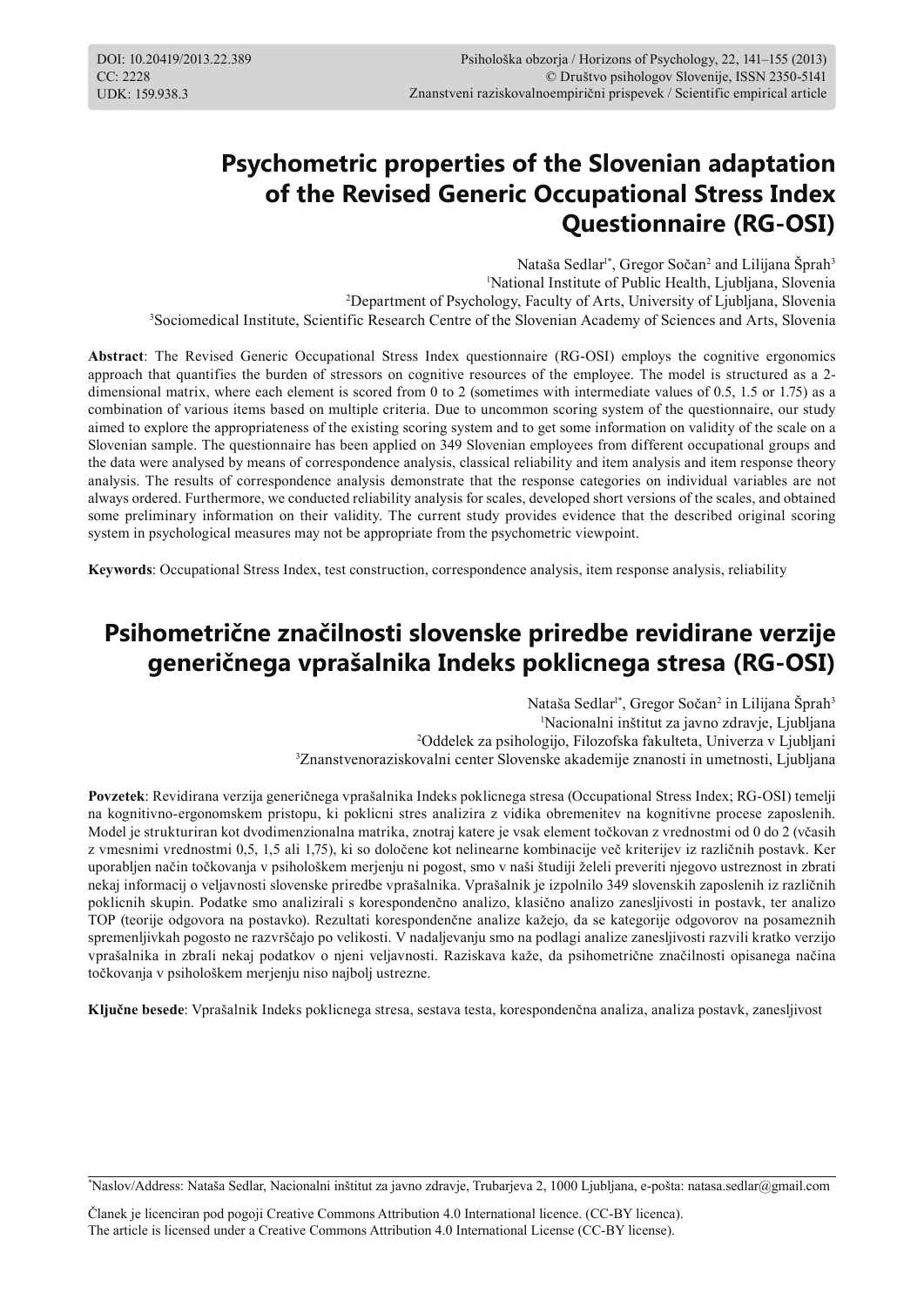DOI: 10.20419/2013.22.389
CC: 2228
UDK: 159.938.3

Psihološka obzorja / Horizons of Psychology, 22, 141–155 (2013)
© Društvo psihologov Slovenije, ISSN 2350-5141
Znanstveni raziskovalnoempirični prispevek / Scientific empirical article

# Psychometric properties of the Slovenian adaptation of the Revised Generic Occupational Stress Index Questionnaire (RG-OSI)

Nataša Sedlar[1*], Gregor Sočan[2] and Lilijana Šprah[3]

[1]National Institute of Public Health, Ljubljana, Slovenia
[2]Department of Psychology, Faculty of Arts, University of Ljubljana, Slovenia
[3]Sociomedical Institute, Scientific Research Centre of the Slovenian Academy of Sciences and Arts, Slovenia

**Abstract**: The Revised Generic Occupational Stress Index questionnaire (RG-OSI) employs the cognitive ergonomics approach that quantifies the burden of stressors on cognitive resources of the employee. The model is structured as a 2-dimensional matrix, where each element is scored from 0 to 2 (sometimes with intermediate values of 0.5, 1.5 or 1.75) as a combination of various items based on multiple criteria. Due to uncommon scoring system of the questionnaire, our study aimed to explore the appropriateness of the existing scoring system and to get some information on validity of the scale on a Slovenian sample. The questionnaire has been applied on 349 Slovenian employees from different occupational groups and the data were analysed by means of correspondence analysis, classical reliability and item analysis and item response theory analysis. The results of correspondence analysis demonstrate that the response categories on individual variables are not always ordered. Furthermore, we conducted reliability analysis for scales, developed short versions of the scales, and obtained some preliminary information on their validity. The current study provides evidence that the described original scoring system in psychological measures may not be appropriate from the psychometric viewpoint.

**Keywords**: Occupational Stress Index, test construction, correspondence analysis, item response analysis, reliability

# Psihometrične značilnosti slovenske priredbe revidirane verzije generičnega vprašalnika Indeks poklicnega stresa (RG-OSI)

Nataša Sedlar[1*], Gregor Sočan[2] in Lilijana Šprah[3]

[1]Nacionalni inštitut za javno zdravje, Ljubljana
[2]Oddelek za psihologijo, Filozofska fakulteta, Univerza v Ljubljani
[3]Znanstvenoraziskovalni center Slovenske akademije znanosti in umetnosti, Ljubljana

**Povzetek**: Revidirana verzija generičnega vprašalnika Indeks poklicnega stresa (Occupational Stress Index; RG-OSI) temelji na kognitivno-ergonomskem pristopu, ki poklicni stres analizira z vidika obremenitev na kognitivne procese zaposlenih. Model je strukturiran kot dvodimenzionalna matrika, znotraj katere je vsak element točkovan z vrednostmi od 0 do 2 (včasih z vmesnimi vrednostmi 0,5, 1,5 ali 1,75), ki so določene kot nelinearne kombinacije več kriterijev iz različnih postavk. Ker uporabljen način točkovanja v psihološkem merjenju ni pogost, smo v naši študiji želeli preveriti njegovo ustreznost in zbrati nekaj informacij o veljavnosti slovenske priredbe vprašalnika. Vprašalnik je izpolnilo 349 slovenskih zaposlenih iz različnih poklicnih skupin. Podatke smo analizirali s korespondenčno analizo, klasično analizo zanesljivosti in postavk, ter analizo TOP (teorije odgovora na postavko). Rezultati korespondenčne analize kažejo, da se kategorije odgovorov na posameznih spremenljivkah pogosto ne razvrščajo po velikosti. V nadaljevanju smo na podlagi analize zanesljivosti razvili kratko verzijo vprašalnika in zbrali nekaj podatkov o njeni veljavnosti. Raziskava kaže, da psihometrične značilnosti opisanega načina točkovanja v psihološkem merjenju niso najbolj ustrezne.

**Ključne besede**: Vprašalnik Indeks poklicnega stresa, sestava testa, korespondenčna analiza, analiza postavk, zanesljivost

[*]Naslov/Address: Nataša Sedlar, Nacionalni inštitut za javno zdravje, Trubarjeva 2, 1000 Ljubljana, e-pošta: natasa.sedlar@gmail.com

Članek je licenciran pod pogoji Creative Commons Attribution 4.0 International licence. (CC-BY licenca).
The article is licensed under a Creative Commons Attribution 4.0 International License (CC-BY license).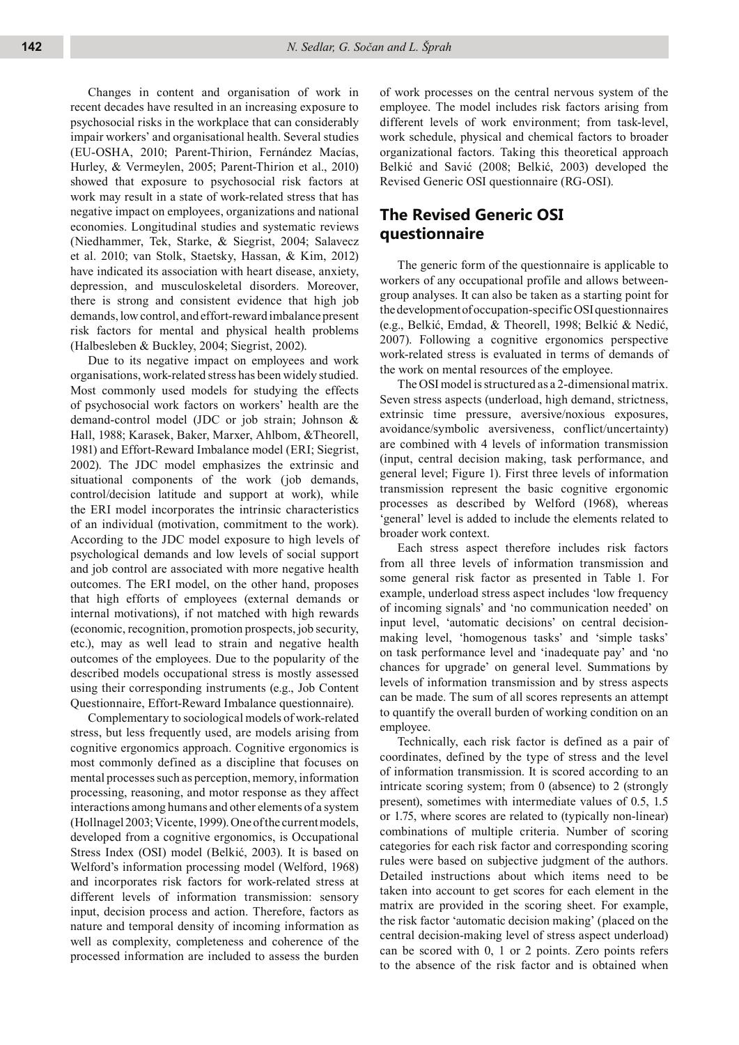Changes in content and organisation of work in recent decades have resulted in an increasing exposure to psychosocial risks in the workplace that can considerably impair workers' and organisational health. Several studies (EU-OSHA, 2010; Parent-Thirion, Fernández Macías, Hurley, & Vermeylen, 2005; Parent-Thirion et al., 2010) showed that exposure to psychosocial risk factors at work may result in a state of work-related stress that has negative impact on employees, organizations and national economies. Longitudinal studies and systematic reviews (Niedhammer, Tek, Starke, & Siegrist, 2004; Salavecz et al. 2010; van Stolk, Staetsky, Hassan, & Kim, 2012) have indicated its association with heart disease, anxiety, depression, and musculoskeletal disorders. Moreover, there is strong and consistent evidence that high job demands, low control, and effort-reward imbalance present risk factors for mental and physical health problems (Halbesleben & Buckley, 2004; Siegrist, 2002).

Due to its negative impact on employees and work organisations, work-related stress has been widely studied. Most commonly used models for studying the effects of psychosocial work factors on workers' health are the demand-control model (JDC or job strain; Johnson & Hall, 1988; Karasek, Baker, Marxer, Ahlbom, &Theorell, 1981) and Effort-Reward Imbalance model (ERI; Siegrist, 2002). The JDC model emphasizes the extrinsic and situational components of the work (job demands, control/decision latitude and support at work), while the ERI model incorporates the intrinsic characteristics of an individual (motivation, commitment to the work). According to the JDC model exposure to high levels of psychological demands and low levels of social support and job control are associated with more negative health outcomes. The ERI model, on the other hand, proposes that high efforts of employees (external demands or internal motivations), if not matched with high rewards (economic, recognition, promotion prospects, job security, etc.), may as well lead to strain and negative health outcomes of the employees. Due to the popularity of the described models occupational stress is mostly assessed using their corresponding instruments (e.g., Job Content Questionnaire, Effort-Reward Imbalance questionnaire).

Complementary to sociological models of work-related stress, but less frequently used, are models arising from cognitive ergonomics approach. Cognitive ergonomics is most commonly defined as a discipline that focuses on mental processes such as perception, memory, information processing, reasoning, and motor response as they affect interactions among humans and other elements of a system (Hollnagel 2003; Vicente, 1999). One of the current models, developed from a cognitive ergonomics, is Occupational Stress Index (OSI) model (Belkić, 2003). It is based on Welford's information processing model (Welford, 1968) and incorporates risk factors for work-related stress at different levels of information transmission: sensory input, decision process and action. Therefore, factors as nature and temporal density of incoming information as well as complexity, completeness and coherence of the processed information are included to assess the burden of work processes on the central nervous system of the employee. The model includes risk factors arising from different levels of work environment; from task-level, work schedule, physical and chemical factors to broader organizational factors. Taking this theoretical approach Belkić and Savić (2008; Belkić, 2003) developed the Revised Generic OSI questionnaire (RG-OSI).

## The Revised Generic OSI questionnaire

The generic form of the questionnaire is applicable to workers of any occupational profile and allows between-group analyses. It can also be taken as a starting point for the development of occupation-specific OSI questionnaires (e.g., Belkić, Emdad, & Theorell, 1998; Belkić & Nedić, 2007). Following a cognitive ergonomics perspective work-related stress is evaluated in terms of demands of the work on mental resources of the employee.

The OSI model is structured as a 2-dimensional matrix. Seven stress aspects (underload, high demand, strictness, extrinsic time pressure, aversive/noxious exposures, avoidance/symbolic aversiveness, conflict/uncertainty) are combined with 4 levels of information transmission (input, central decision making, task performance, and general level; Figure 1). First three levels of information transmission represent the basic cognitive ergonomic processes as described by Welford (1968), whereas 'general' level is added to include the elements related to broader work context.

Each stress aspect therefore includes risk factors from all three levels of information transmission and some general risk factor as presented in Table 1. For example, underload stress aspect includes 'low frequency of incoming signals' and 'no communication needed' on input level, 'automatic decisions' on central decision-making level, 'homogenous tasks' and 'simple tasks' on task performance level and 'inadequate pay' and 'no chances for upgrade' on general level. Summations by levels of information transmission and by stress aspects can be made. The sum of all scores represents an attempt to quantify the overall burden of working condition on an employee.

Technically, each risk factor is defined as a pair of coordinates, defined by the type of stress and the level of information transmission. It is scored according to an intricate scoring system; from 0 (absence) to 2 (strongly present), sometimes with intermediate values of 0.5, 1.5 or 1.75, where scores are related to (typically non-linear) combinations of multiple criteria. Number of scoring categories for each risk factor and corresponding scoring rules were based on subjective judgment of the authors. Detailed instructions about which items need to be taken into account to get scores for each element in the matrix are provided in the scoring sheet. For example, the risk factor 'automatic decision making' (placed on the central decision-making level of stress aspect underload) can be scored with 0, 1 or 2 points. Zero points refers to the absence of the risk factor and is obtained when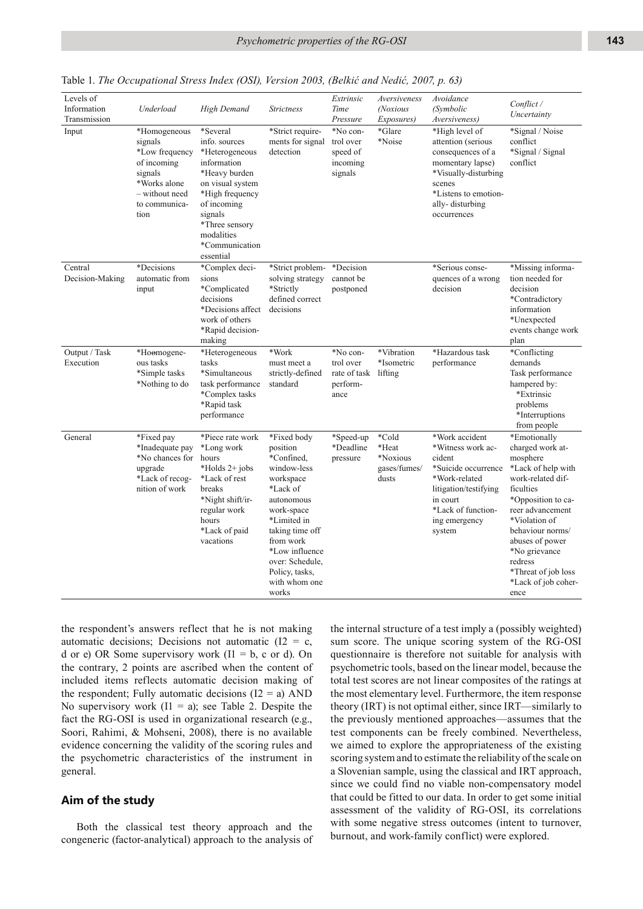Table 1. *The Occupational Stress Index (OSI), Version 2003, (Belkić and Nedić, 2007, p. 63)*

| Levels of Information Transmission | *Underload* | *High Demand* | *Strictness* | *Extrinsic Time Pressure* | *Aversiveness (Noxious Exposures)* | *Avoidance (Symbolic Aversiveness)* | *Conflict / Uncertainty* |
|---|---|---|---|---|---|---|---|
| Input | *Homogeneous signals *Low frequency of incoming signals *Works alone – without need to communication | *Several info. sources *Heterogeneous information *Heavy burden on visual system *High frequency of incoming signals *Three sensory modalities *Communication essential | *Strict requirements for signal detection | *No control over speed of incoming signals | *Glare *Noise | *High level of attention (serious consequences of a momentary lapse) *Visually-disturbing scenes *Listens to emotionally- disturbing occurrences | *Signal / Noise conflict *Signal / Signal conflict |
| Central Decision-Making | *Decisions automatic from input | *Complex decisions *Complicated decisions *Decisions affect work of others *Rapid decision-making | *Strict problem-solving strategy *Strictly defined correct decisions | *Decision cannot be postponed | | *Serious consequences of a wrong decision | *Missing information needed for decision *Contradictory information *Unexpected events change work plan |
| Output / Task Execution | *Hoomogeneous tasks *Simple tasks *Nothing to do | *Heterogeneous tasks *Simultaneous task performance *Complex tasks *Rapid task performance | *Work must meet a strictly-defined standard | *No control over rate of task performance | *Vibration *Isometric lifting | *Hazardous task performance | *Conflicting demands Task performance hampered by: *Extrinsic problems *Interruptions from people |
| General | *Fixed pay *Inadequate pay *No chances for upgrade *Lack of recognition of work | *Piece rate work *Long work hours *Holds 2+ jobs *Lack of rest breaks *Night shift/irregular work hours *Lack of paid vacations | *Fixed body position *Confined, window-less workspace *Lack of autonomous work-space *Limited in taking time off from work *Low influence over: Schedule, Policy, tasks, with whom one works | *Speed-up *Deadline pressure | *Cold *Heat *Noxious gases/fumes/ dusts | *Work accident *Witness work accident *Suicide occurrence *Work-related litigation/testifying in court *Lack of functioning emergency system | *Emotionally charged work atmosphere *Lack of help with work-related difficulties *Opposition to career advancement *Violation of behaviour norms/ abuses of power *No grievance redress *Threat of job loss *Lack of job coherence |

the respondent's answers reflect that he is not making automatic decisions; Decisions not automatic (I2 = c, d or e) OR Some supervisory work (I1 = b, c or d). On the contrary, 2 points are ascribed when the content of included items reflects automatic decision making of the respondent; Fully automatic decisions (I2 = a) AND No supervisory work (I1 = a); see Table 2. Despite the fact the RG-OSI is used in organizational research (e.g., Soori, Rahimi, & Mohseni, 2008), there is no available evidence concerning the validity of the scoring rules and the psychometric characteristics of the instrument in general.

## Aim of the study

Both the classical test theory approach and the congeneric (factor-analytical) approach to the analysis of the internal structure of a test imply a (possibly weighted) sum score. The unique scoring system of the RG-OSI questionnaire is therefore not suitable for analysis with psychometric tools, based on the linear model, because the total test scores are not linear composites of the ratings at the most elementary level. Furthermore, the item response theory (IRT) is not optimal either, since IRT—similarly to the previously mentioned approaches—assumes that the test components can be freely combined. Nevertheless, we aimed to explore the appropriateness of the existing scoring system and to estimate the reliability of the scale on a Slovenian sample, using the classical and IRT approach, since we could find no viable non-compensatory model that could be fitted to our data. In order to get some initial assessment of the validity of RG-OSI, its correlations with some negative stress outcomes (intent to turnover, burnout, and work-family conflict) were explored.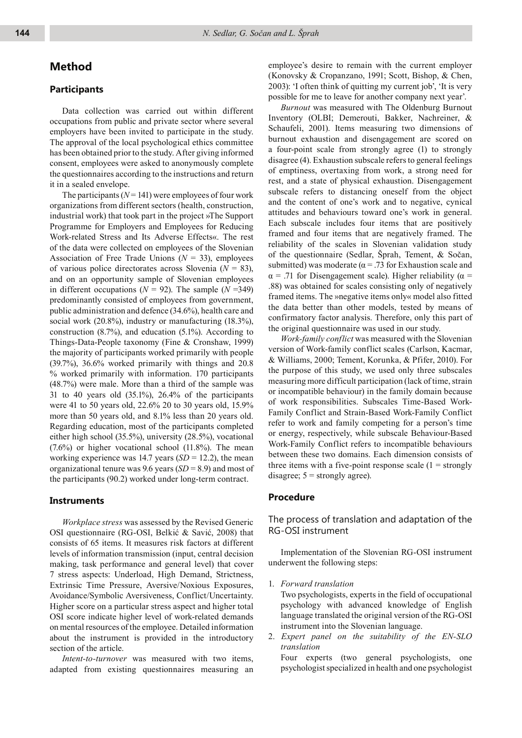## Method

### Participants

Data collection was carried out within different occupations from public and private sector where several employers have been invited to participate in the study. The approval of the local psychological ethics committee has been obtained prior to the study. After giving informed consent, employees were asked to anonymously complete the questionnaires according to the instructions and return it in a sealed envelope.

The participants ($N = 141$) were employees of four work organizations from different sectors (health, construction, industrial work) that took part in the project »The Support Programme for Employers and Employees for Reducing Work-related Stress and Its Adverse Effects«. The rest of the data were collected on employees of the Slovenian Association of Free Trade Unions ($N = 33$), employees of various police directorates across Slovenia ($N = 83$), and on an opportunity sample of Slovenian employees in different occupations ($N = 92$). The sample ($N = 349$) predominantly consisted of employees from government, public administration and defence (34.6%), health care and social work (20.8%), industry or manufacturing (18.3%), construction (8.7%), and education (5.1%). According to Things-Data-People taxonomy (Fine & Cronshaw, 1999) the majority of participants worked primarily with people (39.7%), 36.6% worked primarily with things and 20.8 % worked primarily with information. 170 participants (48.7%) were male. More than a third of the sample was 31 to 40 years old (35.1%), 26.4% of the participants were 41 to 50 years old, 22.6% 20 to 30 years old, 15.9% more than 50 years old, and 8.1% less than 20 years old. Regarding education, most of the participants completed either high school (35.5%), university (28.5%), vocational (7.6%) or higher vocational school (11.8%). The mean working experience was 14.7 years ($SD = 12.2$), the mean organizational tenure was 9.6 years ($SD = 8.9$) and most of the participants (90.2) worked under long-term contract.

### Instruments

*Workplace stress* was assessed by the Revised Generic OSI questionnaire (RG-OSI, Belkić & Savić, 2008) that consists of 65 items. It measures risk factors at different levels of information transmission (input, central decision making, task performance and general level) that cover 7 stress aspects: Underload, High Demand, Strictness, Extrinsic Time Pressure, Aversive/Noxious Exposures, Avoidance/Symbolic Aversiveness, Conflict/Uncertainty. Higher score on a particular stress aspect and higher total OSI score indicate higher level of work-related demands on mental resources of the employee. Detailed information about the instrument is provided in the introductory section of the article.

*Intent-to-turnover* was measured with two items, adapted from existing questionnaires measuring an employee's desire to remain with the current employer (Konovsky & Cropanzano, 1991; Scott, Bishop, & Chen, 2003): 'I often think of quitting my current job', 'It is very possible for me to leave for another company next year'.

*Burnout* was measured with The Oldenburg Burnout Inventory (OLBI; Demerouti, Bakker, Nachreiner, & Schaufeli, 2001). Items measuring two dimensions of burnout exhaustion and disengagement are scored on a four-point scale from strongly agree (1) to strongly disagree (4). Exhaustion subscale refers to general feelings of emptiness, overtaxing from work, a strong need for rest, and a state of physical exhaustion. Disengagement subscale refers to distancing oneself from the object and the content of one's work and to negative, cynical attitudes and behaviours toward one's work in general. Each subscale includes four items that are positively framed and four items that are negatively framed. The reliability of the scales in Slovenian validation study of the questionnaire (Sedlar, Šprah, Tement, & Sočan, submitted) was moderate ($\alpha = .73$ for Exhaustion scale and $\alpha = .71$ for Disengagement scale). Higher reliability ($\alpha = .88$) was obtained for scales consisting only of negatively framed items. The »negative items only« model also fitted the data better than other models, tested by means of confirmatory factor analysis. Therefore, only this part of the original questionnaire was used in our study.

*Work-family conflict* was measured with the Slovenian version of Work-family conflict scales (Carlson, Kacmar, & Williams, 2000; Tement, Korunka, & Pfifer, 2010). For the purpose of this study, we used only three subscales measuring more difficult participation (lack of time, strain or incompatible behaviour) in the family domain because of work responsibilities. Subscales Time-Based Work-Family Conflict and Strain-Based Work-Family Conflict refer to work and family competing for a person's time or energy, respectively, while subscale Behaviour-Based Work-Family Conflict refers to incompatible behaviours between these two domains. Each dimension consists of three items with a five-point response scale (1 = strongly disagree; 5 = strongly agree).

### Procedure

#### The process of translation and adaptation of the RG-OSI instrument

Implementation of the Slovenian RG-OSI instrument underwent the following steps:

1. *Forward translation*
   Two psychologists, experts in the field of occupational psychology with advanced knowledge of English language translated the original version of the RG-OSI instrument into the Slovenian language.
2. *Expert panel on the suitability of the EN-SLO translation*
   Four experts (two general psychologists, one psychologist specialized in health and one psychologist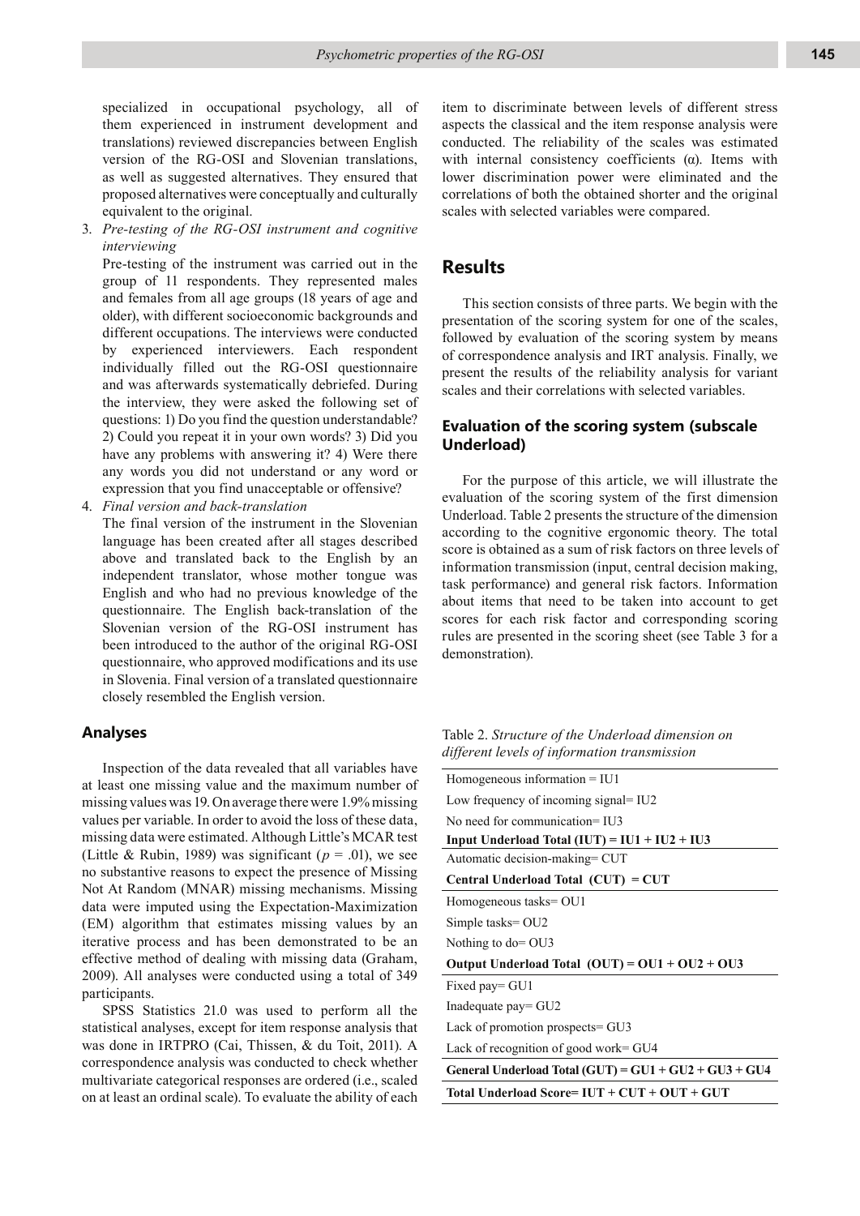specialized in occupational psychology, all of them experienced in instrument development and translations) reviewed discrepancies between English version of the RG-OSI and Slovenian translations, as well as suggested alternatives. They ensured that proposed alternatives were conceptually and culturally equivalent to the original.

3. *Pre-testing of the RG-OSI instrument and cognitive interviewing*
   Pre-testing of the instrument was carried out in the group of 11 respondents. They represented males and females from all age groups (18 years of age and older), with different socioeconomic backgrounds and different occupations. The interviews were conducted by experienced interviewers. Each respondent individually filled out the RG-OSI questionnaire and was afterwards systematically debriefed. During the interview, they were asked the following set of questions: 1) Do you find the question understandable? 2) Could you repeat it in your own words? 3) Did you have any problems with answering it? 4) Were there any words you did not understand or any word or expression that you find unacceptable or offensive?
4. *Final version and back-translation*
   The final version of the instrument in the Slovenian language has been created after all stages described above and translated back to the English by an independent translator, whose mother tongue was English and who had no previous knowledge of the questionnaire. The English back-translation of the Slovenian version of the RG-OSI instrument has been introduced to the author of the original RG-OSI questionnaire, who approved modifications and its use in Slovenia. Final version of a translated questionnaire closely resembled the English version.

### Analyses

Inspection of the data revealed that all variables have at least one missing value and the maximum number of missing values was 19. On average there were 1.9% missing values per variable. In order to avoid the loss of these data, missing data were estimated. Although Little's MCAR test (Little & Rubin, 1989) was significant ($p = .01$), we see no substantive reasons to expect the presence of Missing Not At Random (MNAR) missing mechanisms. Missing data were imputed using the Expectation-Maximization (EM) algorithm that estimates missing values by an iterative process and has been demonstrated to be an effective method of dealing with missing data (Graham, 2009). All analyses were conducted using a total of 349 participants.

SPSS Statistics 21.0 was used to perform all the statistical analyses, except for item response analysis that was done in IRTPRO (Cai, Thissen, & du Toit, 2011). A correspondence analysis was conducted to check whether multivariate categorical responses are ordered (i.e., scaled on at least an ordinal scale). To evaluate the ability of each item to discriminate between levels of different stress aspects the classical and the item response analysis were conducted. The reliability of the scales was estimated with internal consistency coefficients (α). Items with lower discrimination power were eliminated and the correlations of both the obtained shorter and the original scales with selected variables were compared.

## Results

This section consists of three parts. We begin with the presentation of the scoring system for one of the scales, followed by evaluation of the scoring system by means of correspondence analysis and IRT analysis. Finally, we present the results of the reliability analysis for variant scales and their correlations with selected variables.

### Evaluation of the scoring system (subscale Underload)

For the purpose of this article, we will illustrate the evaluation of the scoring system of the first dimension Underload. Table 2 presents the structure of the dimension according to the cognitive ergonomic theory. The total score is obtained as a sum of risk factors on three levels of information transmission (input, central decision making, task performance) and general risk factors. Information about items that need to be taken into account to get scores for each risk factor and corresponding scoring rules are presented in the scoring sheet (see Table 3 for a demonstration).

Table 2. *Structure of the Underload dimension on different levels of information transmission*

| |
|---|
| Homogeneous information = IU1 |
| Low frequency of incoming signal= IU2 |
| No need for communication= IU3 |
| **Input Underload Total (IUT) = IU1 + IU2 + IU3** |
| Automatic decision-making= CUT |
| **Central Underload Total (CUT) = CUT** |
| Homogeneous tasks= OU1 |
| Simple tasks= OU2 |
| Nothing to do= OU3 |
| **Output Underload Total (OUT) = OU1 + OU2 + OU3** |
| Fixed pay= GU1 |
| Inadequate pay= GU2 |
| Lack of promotion prospects= GU3 |
| Lack of recognition of good work= GU4 |
| **General Underload Total (GUT) = GU1 + GU2 + GU3 + GU4** |
| **Total Underload Score= IUT + CUT + OUT + GUT** |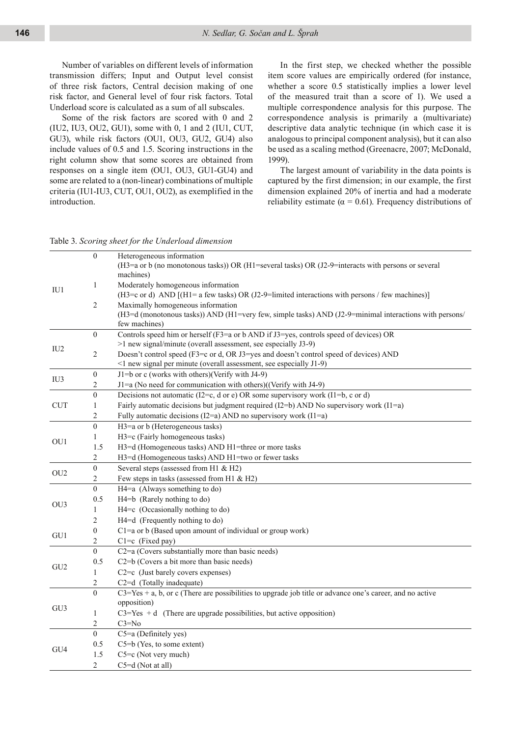Number of variables on different levels of information transmission differs; Input and Output level consist of three risk factors, Central decision making of one risk factor, and General level of four risk factors. Total Underload score is calculated as a sum of all subscales.

Some of the risk factors are scored with 0 and 2 (IU2, IU3, OU2, GU1), some with 0, 1 and 2 (IU1, CUT, GU3), while risk factors (OU1, OU3, GU2, GU4) also include values of 0.5 and 1.5. Scoring instructions in the right column show that some scores are obtained from responses on a single item (OU1, OU3, GU1-GU4) and some are related to a (non-linear) combinations of multiple criteria (IU1-IU3, CUT, OU1, OU2), as exemplified in the introduction.

In the first step, we checked whether the possible item score values are empirically ordered (for instance, whether a score 0.5 statistically implies a lower level of the measured trait than a score of 1). We used a multiple correspondence analysis for this purpose. The correspondence analysis is primarily a (multivariate) descriptive data analytic technique (in which case it is analogous to principal component analysis), but it can also be used as a scaling method (Greenacre, 2007; McDonald, 1999).

The largest amount of variability in the data points is captured by the first dimension; in our example, the first dimension explained 20% of inertia and had a moderate reliability estimate ($\alpha = 0.61$). Frequency distributions of

Table 3. *Scoring sheet for the Underload dimension*

| | | |
|---|---|---|
| IU1 | 0 | Heterogeneous information (H3=a or b (no monotonous tasks)) OR (H1=several tasks) OR (J2-9=interacts with persons or several machines) |
| | 1 | Moderately homogeneous information (H3=c or d) AND [(H1= a few tasks) OR (J2-9=limited interactions with persons / few machines)] |
| | 2 | Maximally homogeneous information (H3=d (monotonous tasks)) AND (H1=very few, simple tasks) AND (J2-9=minimal interactions with persons/ few machines) |
| IU2 | 0 | Controls speed him or herself (F3=a or b AND if J3=yes, controls speed of devices) OR >1 new signal/minute (overall assessment, see especially J3-9) |
| | 2 | Doesn't control speed (F3=c or d, OR J3=yes and doesn't control speed of devices) AND <1 new signal per minute (overall assessment, see especially J1-9) |
| IU3 | 0 | J1=b or c (works with others)(Verify with J4-9) |
| | 2 | J1=a (No need for communication with others)((Verify with J4-9) |
| CUT | 0 | Decisions not automatic (I2=c, d or e) OR some supervisory work (I1=b, c or d) |
| | 1 | Fairly automatic decisions but judgment required (I2=b) AND No supervisory work (I1=a) |
| | 2 | Fully automatic decisions (I2=a) AND no supervisory work (I1=a) |
| OU1 | 0 | H3=a or b (Heterogeneous tasks) |
| | 1 | H3=c (Fairly homogeneous tasks) |
| | 1.5 | H3=d (Homogeneous tasks) AND H1=three or more tasks |
| | 2 | H3=d (Homogeneous tasks) AND H1=two or fewer tasks |
| OU2 | 0 | Several steps (assessed from H1 & H2) |
| | 2 | Few steps in tasks (assessed from H1 & H2) |
| OU3 | 0 | H4=a (Always something to do) |
| | 0.5 | H4=b (Rarely nothing to do) |
| | 1 | H4=c (Occasionally nothing to do) |
| | 2 | H4=d (Frequently nothing to do) |
| GU1 | 0 | C1=a or b (Based upon amount of individual or group work) |
| | 2 | C1=c (Fixed pay) |
| GU2 | 0 | C2=a (Covers substantially more than basic needs) |
| | 0.5 | C2=b (Covers a bit more than basic needs) |
| | 1 | C2=c (Just barely covers expenses) |
| | 2 | C2=d (Totally inadequate) |
| GU3 | 0 | C3=Yes + a, b, or c (There are possibilities to upgrade job title or advance one's career, and no active opposition) |
| | 1 | C3=Yes + d (There are upgrade possibilities, but active opposition) |
| | 2 | C3=No |
| GU4 | 0 | C5=a (Definitely yes) |
| | 0.5 | C5=b (Yes, to some extent) |
| | 1.5 | C5=c (Not very much) |
| | 2 | C5=d (Not at all) |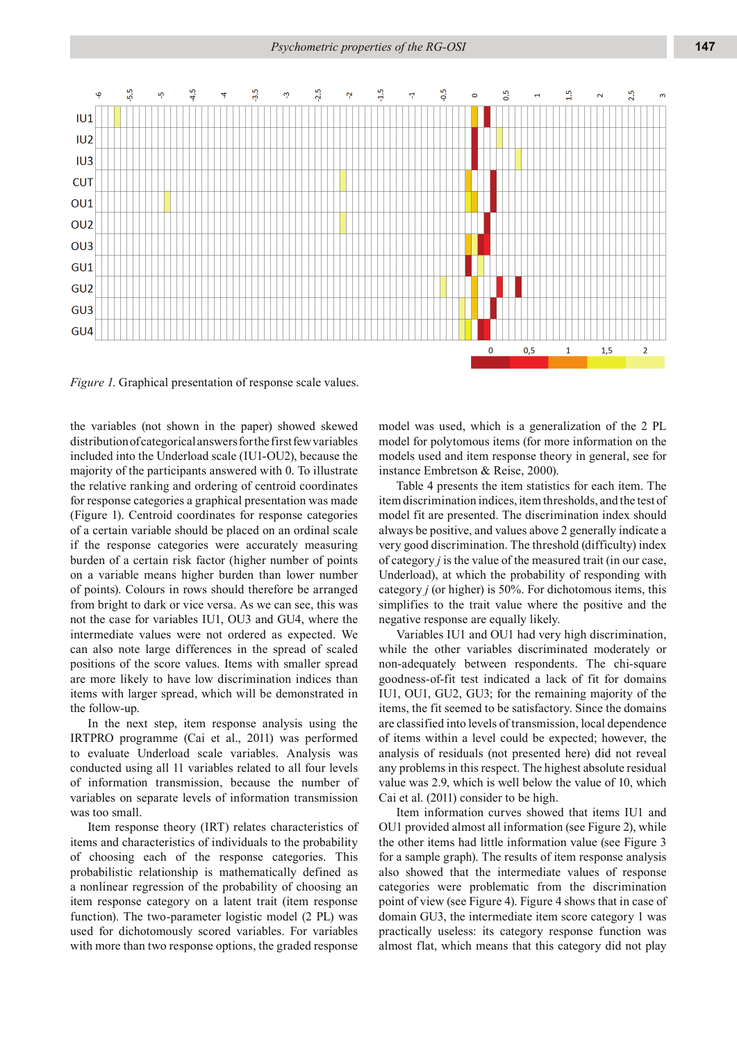*Figure 1.* Graphical presentation of response scale values.

the variables (not shown in the paper) showed skewed distribution of categorical answers for the first few variables included into the Underload scale (IU1-OU2), because the majority of the participants answered with 0. To illustrate the relative ranking and ordering of centroid coordinates for response categories a graphical presentation was made (Figure 1). Centroid coordinates for response categories of a certain variable should be placed on an ordinal scale if the response categories were accurately measuring burden of a certain risk factor (higher number of points on a variable means higher burden than lower number of points). Colours in rows should therefore be arranged from bright to dark or vice versa. As we can see, this was not the case for variables IU1, OU3 and GU4, where the intermediate values were not ordered as expected. We can also note large differences in the spread of scaled positions of the score values. Items with smaller spread are more likely to have low discrimination indices than items with larger spread, which will be demonstrated in the follow-up.

In the next step, item response analysis using the IRTPRO programme (Cai et al., 2011) was performed to evaluate Underload scale variables. Analysis was conducted using all 11 variables related to all four levels of information transmission, because the number of variables on separate levels of information transmission was too small.

Item response theory (IRT) relates characteristics of items and characteristics of individuals to the probability of choosing each of the response categories. This probabilistic relationship is mathematically defined as a nonlinear regression of the probability of choosing an item response category on a latent trait (item response function). The two-parameter logistic model (2 PL) was used for dichotomously scored variables. For variables with more than two response options, the graded response model was used, which is a generalization of the 2 PL model for polytomous items (for more information on the models used and item response theory in general, see for instance Embretson & Reise, 2000).

Table 4 presents the item statistics for each item. The item discrimination indices, item thresholds, and the test of model fit are presented. The discrimination index should always be positive, and values above 2 generally indicate a very good discrimination. The threshold (difficulty) index of category *j* is the value of the measured trait (in our case, Underload), at which the probability of responding with category *j* (or higher) is 50%. For dichotomous items, this simplifies to the trait value where the positive and the negative response are equally likely.

Variables IU1 and OU1 had very high discrimination, while the other variables discriminated moderately or non-adequately between respondents. The chi-square goodness-of-fit test indicated a lack of fit for domains IU1, OU1, GU2, GU3; for the remaining majority of the items, the fit seemed to be satisfactory. Since the domains are classified into levels of transmission, local dependence of items within a level could be expected; however, the analysis of residuals (not presented here) did not reveal any problems in this respect. The highest absolute residual value was 2.9, which is well below the value of 10, which Cai et al. (2011) consider to be high.

Item information curves showed that items IU1 and OU1 provided almost all information (see Figure 2), while the other items had little information value (see Figure 3 for a sample graph). The results of item response analysis also showed that the intermediate values of response categories were problematic from the discrimination point of view (see Figure 4). Figure 4 shows that in case of domain GU3, the intermediate item score category 1 was practically useless: its category response function was almost flat, which means that this category did not play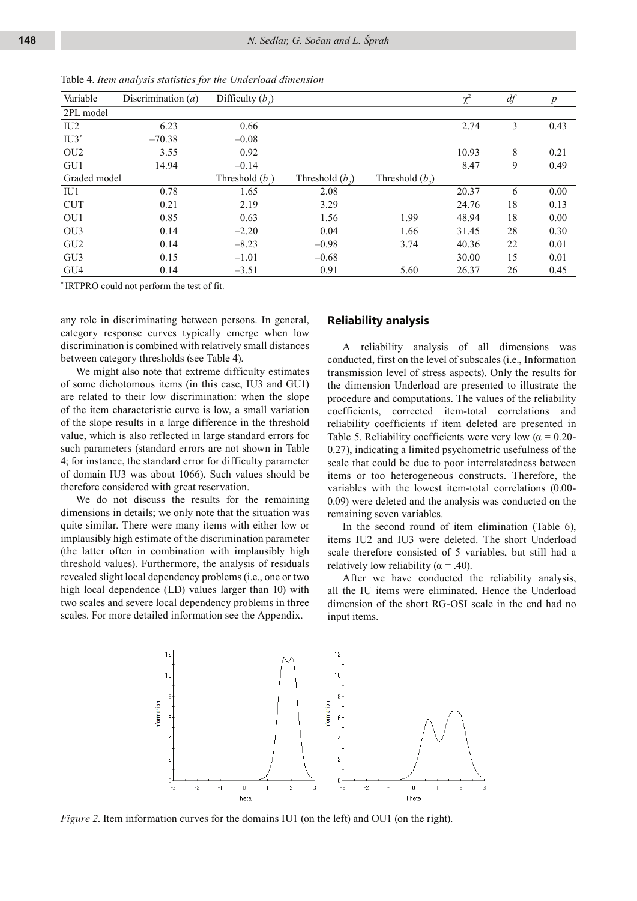Table 4. *Item analysis statistics for the Underload dimension*

| Variable | Discrimination ($a$) | Difficulty ($b_1$) | | | $\chi^2$ | $df$ | $p$ |
|---|---|---|---|---|---|---|---|
| 2PL model | | | | | | | |
| IU2 | 6.23 | 0.66 | | | 2.74 | 3 | 0.43 |
| IU3* | –70.38 | –0.08 | | | | | |
| OU2 | 3.55 | 0.92 | | | 10.93 | 8 | 0.21 |
| GU1 | 14.94 | –0.14 | | | 8.47 | 9 | 0.49 |
| Graded model | | Threshold ($b_1$) | Threshold ($b_2$) | Threshold ($b_3$) | | | |
| IU1 | 0.78 | 1.65 | 2.08 | | 20.37 | 6 | 0.00 |
| CUT | 0.21 | 2.19 | 3.29 | | 24.76 | 18 | 0.13 |
| OU1 | 0.85 | 0.63 | 1.56 | 1.99 | 48.94 | 18 | 0.00 |
| OU3 | 0.14 | –2.20 | 0.04 | 1.66 | 31.45 | 28 | 0.30 |
| GU2 | 0.14 | –8.23 | –0.98 | 3.74 | 40.36 | 22 | 0.01 |
| GU3 | 0.15 | –1.01 | –0.68 | | 30.00 | 15 | 0.01 |
| GU4 | 0.14 | –3.51 | 0.91 | 5.60 | 26.37 | 26 | 0.45 |

* IRTPRO could not perform the test of fit.

any role in discriminating between persons. In general, category response curves typically emerge when low discrimination is combined with relatively small distances between category thresholds (see Table 4).

We might also note that extreme difficulty estimates of some dichotomous items (in this case, IU3 and GU1) are related to their low discrimination: when the slope of the item characteristic curve is low, a small variation of the slope results in a large difference in the threshold value, which is also reflected in large standard errors for such parameters (standard errors are not shown in Table 4; for instance, the standard error for difficulty parameter of domain IU3 was about 1066). Such values should be therefore considered with great reservation.

We do not discuss the results for the remaining dimensions in details; we only note that the situation was quite similar. There were many items with either low or implausibly high estimate of the discrimination parameter (the latter often in combination with implausibly high threshold values). Furthermore, the analysis of residuals revealed slight local dependency problems (i.e., one or two high local dependence (LD) values larger than 10) with two scales and severe local dependency problems in three scales. For more detailed information see the Appendix.

## Reliability analysis

A reliability analysis of all dimensions was conducted, first on the level of subscales (i.e., Information transmission level of stress aspects). Only the results for the dimension Underload are presented to illustrate the procedure and computations. The values of the reliability coefficients, corrected item-total correlations and reliability coefficients if item deleted are presented in Table 5. Reliability coefficients were very low ($\alpha$ = 0.20-0.27), indicating a limited psychometric usefulness of the scale that could be due to poor interrelatedness between items or too heterogeneous constructs. Therefore, the variables with the lowest item-total correlations (0.00-0.09) were deleted and the analysis was conducted on the remaining seven variables.

In the second round of item elimination (Table 6), items IU2 and IU3 were deleted. The short Underload scale therefore consisted of 5 variables, but still had a relatively low reliability ($\alpha$ = .40).

After we have conducted the reliability analysis, all the IU items were eliminated. Hence the Underload dimension of the short RG-OSI scale in the end had no input items.

*Figure 2.* Item information curves for the domains IU1 (on the left) and OU1 (on the right).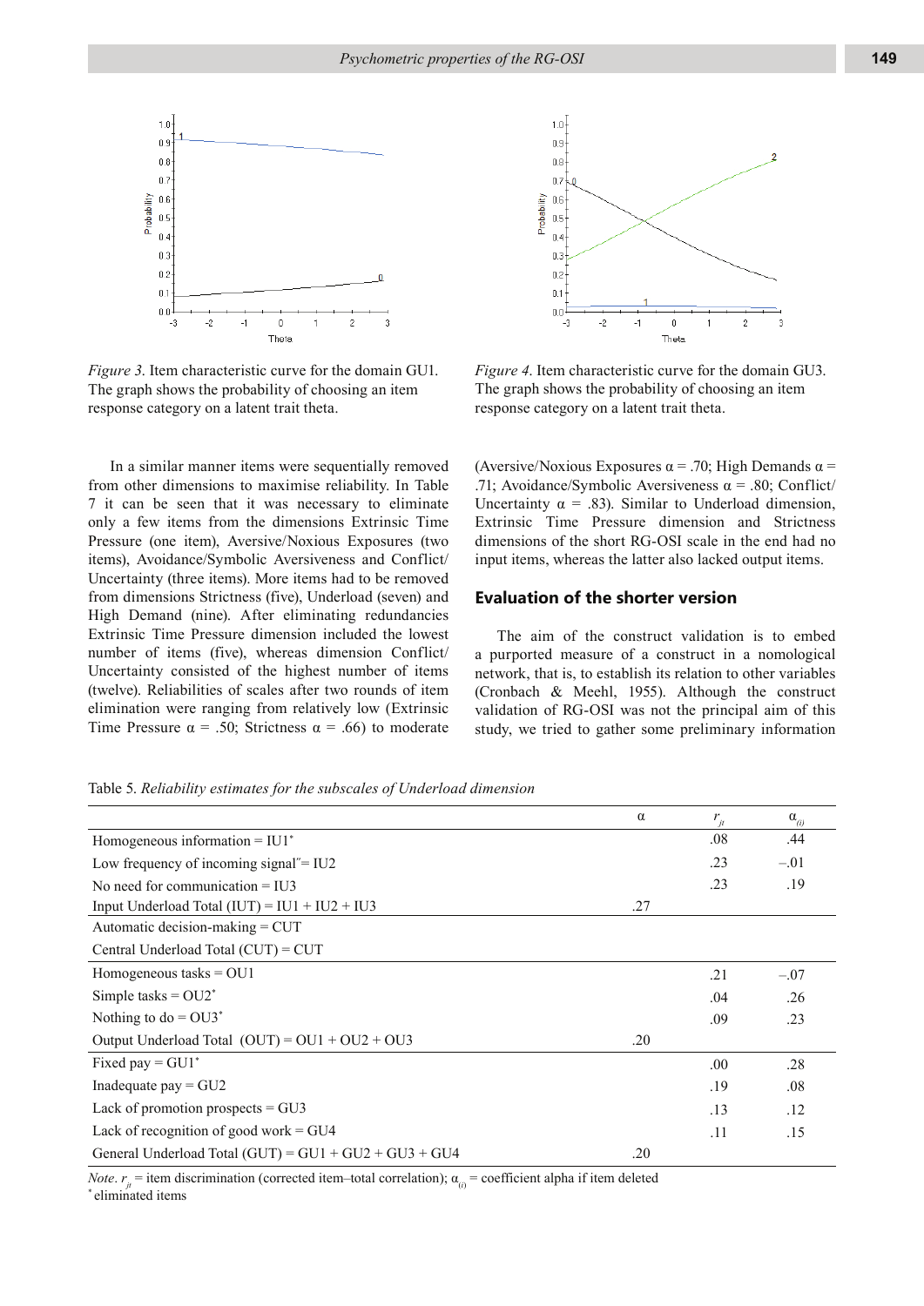*Figure 3.* Item characteristic curve for the domain GU1. The graph shows the probability of choosing an item response category on a latent trait theta.

*Figure 4.* Item characteristic curve for the domain GU3. The graph shows the probability of choosing an item response category on a latent trait theta.

In a similar manner items were sequentially removed from other dimensions to maximise reliability. In Table 7 it can be seen that it was necessary to eliminate only a few items from the dimensions Extrinsic Time Pressure (one item), Aversive/Noxious Exposures (two items), Avoidance/Symbolic Aversiveness and Conflict/Uncertainty (three items). More items had to be removed from dimensions Strictness (five), Underload (seven) and High Demand (nine). After eliminating redundancies Extrinsic Time Pressure dimension included the lowest number of items (five), whereas dimension Conflict/Uncertainty consisted of the highest number of items (twelve). Reliabilities of scales after two rounds of item elimination were ranging from relatively low (Extrinsic Time Pressure α = .50; Strictness α = .66) to moderate (Aversive/Noxious Exposures α = .70; High Demands α = .71; Avoidance/Symbolic Aversiveness α = .80; Conflict/Uncertainty α = .83). Similar to Underload dimension, Extrinsic Time Pressure dimension and Strictness dimensions of the short RG-OSI scale in the end had no input items, whereas the latter also lacked output items.

## Evaluation of the shorter version

The aim of the construct validation is to embed a purported measure of a construct in a nomological network, that is, to establish its relation to other variables (Cronbach & Meehl, 1955). Although the construct validation of RG-OSI was not the principal aim of this study, we tried to gather some preliminary information

Table 5. *Reliability estimates for the subscales of Underload dimension*

| | α | $r_{jt}$ | $\alpha_{(i)}$ |
|---|---|---|---|
| Homogeneous information = IU1* | | .08 | .44 |
| Low frequency of incoming signal"= IU2 | | .23 | –.01 |
| No need for communication = IU3 | | .23 | .19 |
| Input Underload Total (IUT) = IU1 + IU2 + IU3 | .27 | | |
| Automatic decision-making = CUT | | | |
| Central Underload Total (CUT) = CUT | | | |
| Homogeneous tasks = OU1 | | .21 | –.07 |
| Simple tasks = OU2* | | .04 | .26 |
| Nothing to do = OU3* | | .09 | .23 |
| Output Underload Total (OUT) = OU1 + OU2 + OU3 | .20 | | |
| Fixed pay = GU1* | | .00 | .28 |
| Inadequate pay = GU2 | | .19 | .08 |
| Lack of promotion prospects = GU3 | | .13 | .12 |
| Lack of recognition of good work = GU4 | | .11 | .15 |
| General Underload Total (GUT) = GU1 + GU2 + GU3 + GU4 | .20 | | |

*Note.* $r_{jt}$ = item discrimination (corrected item–total correlation); $\alpha_{(i)}$ = coefficient alpha if item deleted
\* eliminated items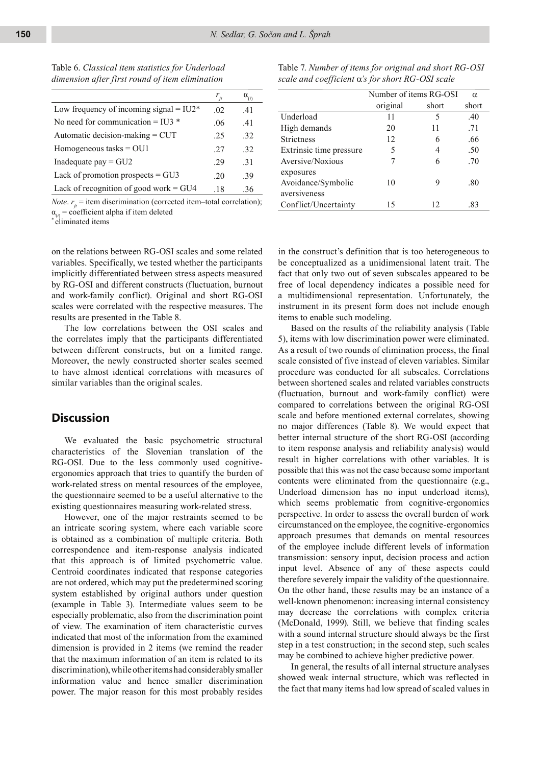Table 6. *Classical item statistics for Underload dimension after first round of item elimination*

| | $r_{jt}$ | $\alpha_{(i)}$ |
|---|---|---|
| Low frequency of incoming signal = IU2* | .02 | .41 |
| No need for communication = IU3 * | .06 | .41 |
| Automatic decision-making = CUT | .25 | .32 |
| Homogeneous tasks = OU1 | .27 | .32 |
| Inadequate pay = GU2 | .29 | .31 |
| Lack of promotion prospects = GU3 | .20 | .39 |
| Lack of recognition of good work = GU4 | .18 | .36 |

*Note*. $r_{jt}$ = item discrimination (corrected item–total correlation); $\alpha_{(i)}$ = coefficient alpha if item deleted
[*] eliminated items

Table 7. *Number of items for original and short RG-OSI scale and coefficient α's for short RG-OSI scale*

| | Number of items RG-OSI | | α |
|---|---|---|---|
| | original | short | short |
| Underload | 11 | 5 | .40 |
| High demands | 20 | 11 | .71 |
| Strictness | 12 | 6 | .66 |
| Extrinsic time pressure | 5 | 4 | .50 |
| Aversive/Noxious exposures | 7 | 6 | .70 |
| Avoidance/Symbolic aversiveness | 10 | 9 | .80 |
| Conflict/Uncertainty | 15 | 12 | .83 |

on the relations between RG-OSI scales and some related variables. Specifically, we tested whether the participants implicitly differentiated between stress aspects measured by RG-OSI and different constructs (fluctuation, burnout and work-family conflict). Original and short RG-OSI scales were correlated with the respective measures. The results are presented in the Table 8.

The low correlations between the OSI scales and the correlates imply that the participants differentiated between different constructs, but on a limited range. Moreover, the newly constructed shorter scales seemed to have almost identical correlations with measures of similar variables than the original scales.

## Discussion

We evaluated the basic psychometric structural characteristics of the Slovenian translation of the RG-OSI. Due to the less commonly used cognitive-ergonomics approach that tries to quantify the burden of work-related stress on mental resources of the employee, the questionnaire seemed to be a useful alternative to the existing questionnaires measuring work-related stress.

However, one of the major restraints seemed to be an intricate scoring system, where each variable score is obtained as a combination of multiple criteria. Both correspondence and item-response analysis indicated that this approach is of limited psychometric value. Centroid coordinates indicated that response categories are not ordered, which may put the predetermined scoring system established by original authors under question (example in Table 3). Intermediate values seem to be especially problematic, also from the discrimination point of view. The examination of item characteristic curves indicated that most of the information from the examined dimension is provided in 2 items (we remind the reader that the maximum information of an item is related to its discrimination), while other items had considerably smaller information value and hence smaller discrimination power. The major reason for this most probably resides in the construct's definition that is too heterogeneous to be conceptualized as a unidimensional latent trait. The fact that only two out of seven subscales appeared to be free of local dependency indicates a possible need for a multidimensional representation. Unfortunately, the instrument in its present form does not include enough items to enable such modeling.

Based on the results of the reliability analysis (Table 5), items with low discrimination power were eliminated. As a result of two rounds of elimination process, the final scale consisted of five instead of eleven variables. Similar procedure was conducted for all subscales. Correlations between shortened scales and related variables constructs (fluctuation, burnout and work-family conflict) were compared to correlations between the original RG-OSI scale and before mentioned external correlates, showing no major differences (Table 8). We would expect that better internal structure of the short RG-OSI (according to item response analysis and reliability analysis) would result in higher correlations with other variables. It is possible that this was not the case because some important contents were eliminated from the questionnaire (e.g., Underload dimension has no input underload items), which seems problematic from cognitive-ergonomics perspective. In order to assess the overall burden of work circumstanced on the employee, the cognitive-ergonomics approach presumes that demands on mental resources of the employee include different levels of information transmission: sensory input, decision process and action input level. Absence of any of these aspects could therefore severely impair the validity of the questionnaire. On the other hand, these results may be an instance of a well-known phenomenon: increasing internal consistency may decrease the correlations with complex criteria (McDonald, 1999). Still, we believe that finding scales with a sound internal structure should always be the first step in a test construction; in the second step, such scales may be combined to achieve higher predictive power.

In general, the results of all internal structure analyses showed weak internal structure, which was reflected in the fact that many items had low spread of scaled values in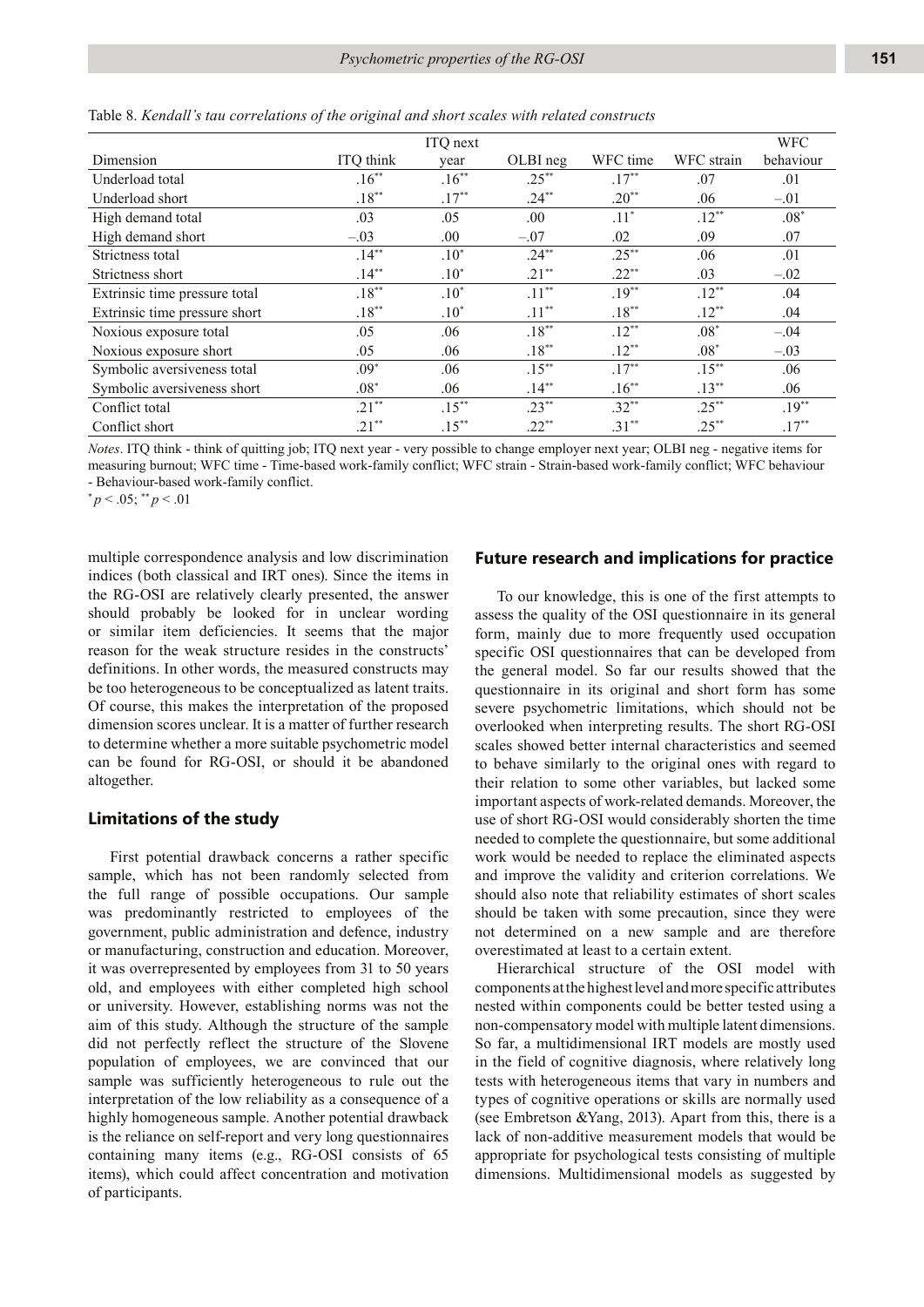Table 8. *Kendall's tau correlations of the original and short scales with related constructs*

| Dimension | ITQ think | ITQ next year | OLBI neg | WFC time | WFC strain | WFC behaviour |
|---|---|---|---|---|---|---|
| Underload total | .16** | .16** | .25** | .17** | .07 | .01 |
| Underload short | .18** | .17** | .24** | .20** | .06 | –.01 |
| High demand total | .03 | .05 | .00 | .11* | .12** | .08* |
| High demand short | –.03 | .00 | –.07 | .02 | .09 | .07 |
| Strictness total | .14** | .10* | .24** | .25** | .06 | .01 |
| Strictness short | .14** | .10* | .21** | .22** | .03 | –.02 |
| Extrinsic time pressure total | .18** | .10* | .11** | .19** | .12** | .04 |
| Extrinsic time pressure short | .18** | .10* | .11** | .18** | .12** | .04 |
| Noxious exposure total | .05 | .06 | .18** | .12** | .08* | –.04 |
| Noxious exposure short | .05 | .06 | .18** | .12** | .08* | –.03 |
| Symbolic aversiveness total | .09* | .06 | .15** | .17** | .15** | .06 |
| Symbolic aversiveness short | .08* | .06 | .14** | .16** | .13** | .06 |
| Conflict total | .21** | .15** | .23** | .32** | .25** | .19** |
| Conflict short | .21** | .15** | .22** | .31** | .25** | .17** |

*Notes*. ITQ think - think of quitting job; ITQ next year - very possible to change employer next year; OLBI neg - negative items for measuring burnout; WFC time - Time-based work-family conflict; WFC strain - Strain-based work-family conflict; WFC behaviour - Behaviour-based work-family conflict.

* $p < .05$; ** $p < .01$

multiple correspondence analysis and low discrimination indices (both classical and IRT ones). Since the items in the RG-OSI are relatively clearly presented, the answer should probably be looked for in unclear wording or similar item deficiencies. It seems that the major reason for the weak structure resides in the constructs' definitions. In other words, the measured constructs may be too heterogeneous to be conceptualized as latent traits. Of course, this makes the interpretation of the proposed dimension scores unclear. It is a matter of further research to determine whether a more suitable psychometric model can be found for RG-OSI, or should it be abandoned altogether.

## Limitations of the study

First potential drawback concerns a rather specific sample, which has not been randomly selected from the full range of possible occupations. Our sample was predominantly restricted to employees of the government, public administration and defence, industry or manufacturing, construction and education. Moreover, it was overrepresented by employees from 31 to 50 years old, and employees with either completed high school or university. However, establishing norms was not the aim of this study. Although the structure of the sample did not perfectly reflect the structure of the Slovene population of employees, we are convinced that our sample was sufficiently heterogeneous to rule out the interpretation of the low reliability as a consequence of a highly homogeneous sample. Another potential drawback is the reliance on self-report and very long questionnaires containing many items (e.g., RG-OSI consists of 65 items), which could affect concentration and motivation of participants.

## Future research and implications for practice

To our knowledge, this is one of the first attempts to assess the quality of the OSI questionnaire in its general form, mainly due to more frequently used occupation specific OSI questionnaires that can be developed from the general model. So far our results showed that the questionnaire in its original and short form has some severe psychometric limitations, which should not be overlooked when interpreting results. The short RG-OSI scales showed better internal characteristics and seemed to behave similarly to the original ones with regard to their relation to some other variables, but lacked some important aspects of work-related demands. Moreover, the use of short RG-OSI would considerably shorten the time needed to complete the questionnaire, but some additional work would be needed to replace the eliminated aspects and improve the validity and criterion correlations. We should also note that reliability estimates of short scales should be taken with some precaution, since they were not determined on a new sample and are therefore overestimated at least to a certain extent.

Hierarchical structure of the OSI model with components at the highest level and more specific attributes nested within components could be better tested using a non-compensatory model with multiple latent dimensions. So far, a multidimensional IRT models are mostly used in the field of cognitive diagnosis, where relatively long tests with heterogeneous items that vary in numbers and types of cognitive operations or skills are normally used (see Embretson &Yang, 2013). Apart from this, there is a lack of non-additive measurement models that would be appropriate for psychological tests consisting of multiple dimensions. Multidimensional models as suggested by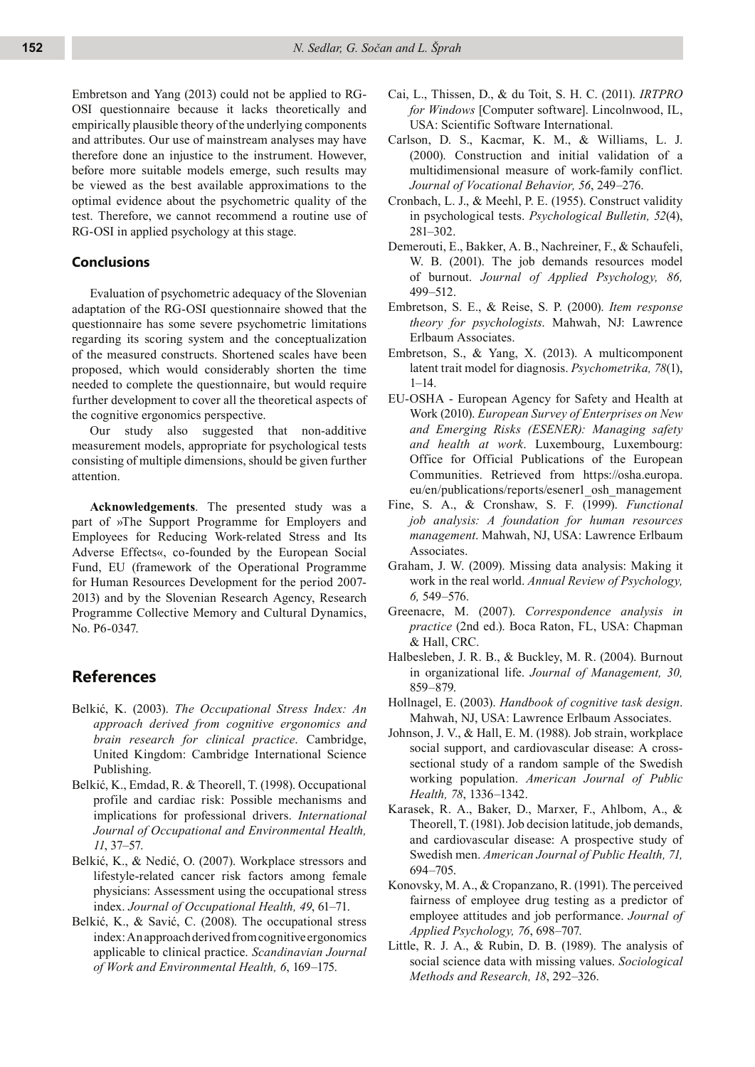Embretson and Yang (2013) could not be applied to RG-OSI questionnaire because it lacks theoretically and empirically plausible theory of the underlying components and attributes. Our use of mainstream analyses may have therefore done an injustice to the instrument. However, before more suitable models emerge, such results may be viewed as the best available approximations to the optimal evidence about the psychometric quality of the test. Therefore, we cannot recommend a routine use of RG-OSI in applied psychology at this stage.

### Conclusions

Evaluation of psychometric adequacy of the Slovenian adaptation of the RG-OSI questionnaire showed that the questionnaire has some severe psychometric limitations regarding its scoring system and the conceptualization of the measured constructs. Shortened scales have been proposed, which would considerably shorten the time needed to complete the questionnaire, but would require further development to cover all the theoretical aspects of the cognitive ergonomics perspective.

Our study also suggested that non-additive measurement models, appropriate for psychological tests consisting of multiple dimensions, should be given further attention.

**Acknowledgements**. The presented study was a part of »The Support Programme for Employers and Employees for Reducing Work-related Stress and Its Adverse Effects«, co-founded by the European Social Fund, EU (framework of the Operational Programme for Human Resources Development for the period 2007-2013) and by the Slovenian Research Agency, Research Programme Collective Memory and Cultural Dynamics, No. P6-0347.

## References

Belkić, K. (2003). *The Occupational Stress Index: An approach derived from cognitive ergonomics and brain research for clinical practice*. Cambridge, United Kingdom: Cambridge International Science Publishing.

Belkić, K., Emdad, R. & Theorell, T. (1998). Occupational profile and cardiac risk: Possible mechanisms and implications for professional drivers. *International Journal of Occupational and Environmental Health, 11*, 37–57.

Belkić, K., & Nedić, O. (2007). Workplace stressors and lifestyle-related cancer risk factors among female physicians: Assessment using the occupational stress index. *Journal of Occupational Health, 49*, 61–71.

Belkić, K., & Savić, C. (2008). The occupational stress index: An approach derived from cognitive ergonomics applicable to clinical practice. *Scandinavian Journal of Work and Environmental Health, 6*, 169–175.

Cai, L., Thissen, D., & du Toit, S. H. C. (2011). *IRTPRO for Windows* [Computer software]. Lincolnwood, IL, USA: Scientific Software International.

Carlson, D. S., Kacmar, K. M., & Williams, L. J. (2000). Construction and initial validation of a multidimensional measure of work-family conflict. *Journal of Vocational Behavior, 56*, 249–276.

Cronbach, L. J., & Meehl, P. E. (1955). Construct validity in psychological tests. *Psychological Bulletin, 52*(4), 281–302.

Demerouti, E., Bakker, A. B., Nachreiner, F., & Schaufeli, W. B. (2001). The job demands resources model of burnout. *Journal of Applied Psychology, 86,* 499–512.

Embretson, S. E., & Reise, S. P. (2000). *Item response theory for psychologists*. Mahwah, NJ: Lawrence Erlbaum Associates.

Embretson, S., & Yang, X. (2013). A multicomponent latent trait model for diagnosis. *Psychometrika, 78*(1), 1–14.

EU-OSHA - European Agency for Safety and Health at Work (2010). *European Survey of Enterprises on New and Emerging Risks (ESENER): Managing safety and health at work*. Luxembourg, Luxembourg: Office for Official Publications of the European Communities. Retrieved from https://osha.europa.eu/en/publications/reports/esener1_osh_management

Fine, S. A., & Cronshaw, S. F. (1999). *Functional job analysis: A foundation for human resources management*. Mahwah, NJ, USA: Lawrence Erlbaum Associates.

Graham, J. W. (2009). Missing data analysis: Making it work in the real world. *Annual Review of Psychology, 6,* 549–576.

Greenacre, M. (2007). *Correspondence analysis in practice* (2nd ed.). Boca Raton, FL, USA: Chapman & Hall, CRC.

Halbesleben, J. R. B., & Buckley, M. R. (2004). Burnout in organizational life. *Journal of Management, 30,* 859–879.

Hollnagel, E. (2003). *Handbook of cognitive task design*. Mahwah, NJ, USA: Lawrence Erlbaum Associates.

Johnson, J. V., & Hall, E. M. (1988). Job strain, workplace social support, and cardiovascular disease: A cross-sectional study of a random sample of the Swedish working population. *American Journal of Public Health, 78*, 1336–1342.

Karasek, R. A., Baker, D., Marxer, F., Ahlbom, A., & Theorell, T. (1981). Job decision latitude, job demands, and cardiovascular disease: A prospective study of Swedish men. *American Journal of Public Health, 71,* 694–705.

Konovsky, M. A., & Cropanzano, R. (1991). The perceived fairness of employee drug testing as a predictor of employee attitudes and job performance. *Journal of Applied Psychology, 76*, 698–707.

Little, R. J. A., & Rubin, D. B. (1989). The analysis of social science data with missing values. *Sociological Methods and Research, 18*, 292–326.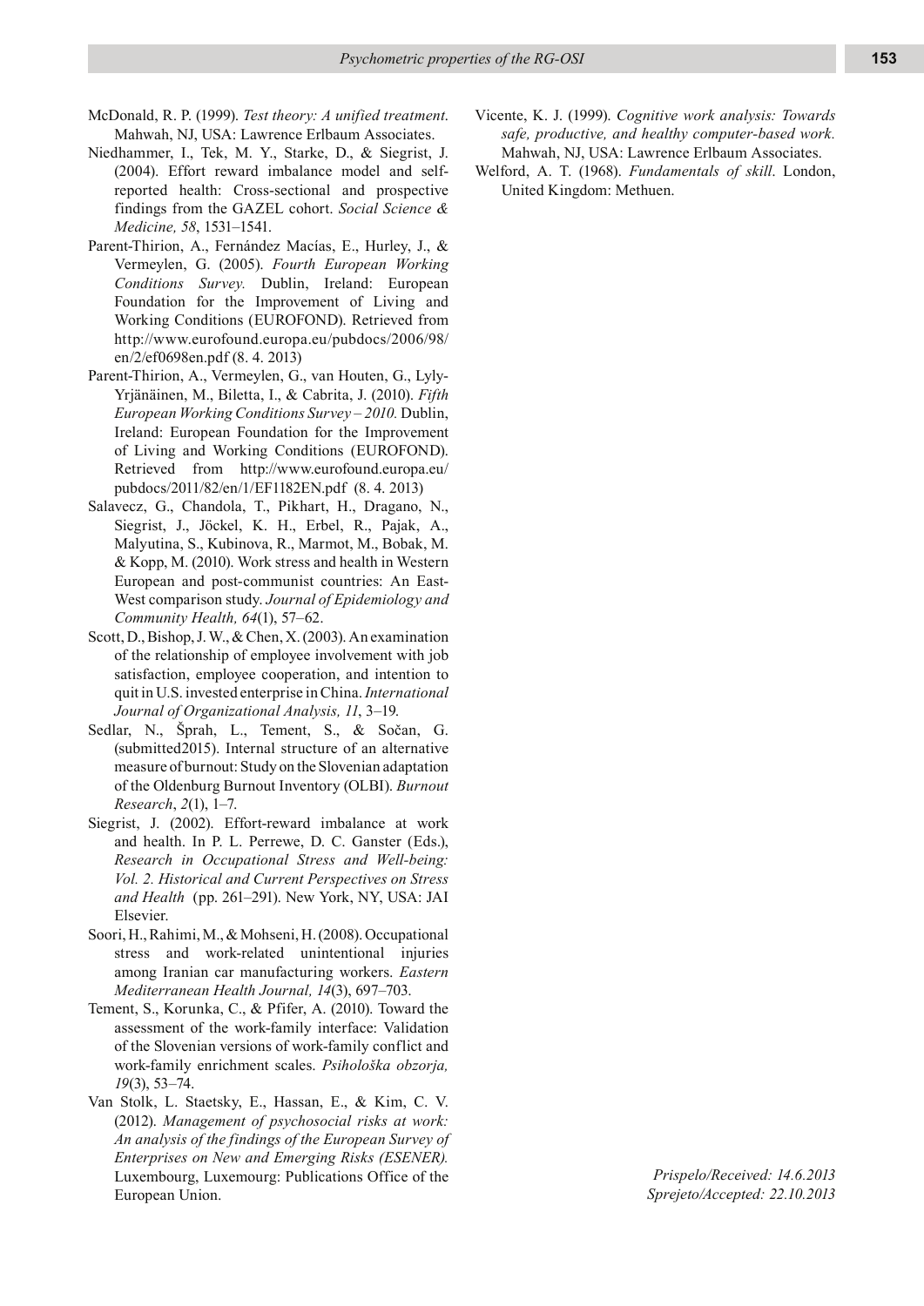McDonald, R. P. (1999). *Test theory: A unified treatment*. Mahwah, NJ, USA: Lawrence Erlbaum Associates.

Niedhammer, I., Tek, M. Y., Starke, D., & Siegrist, J. (2004). Effort reward imbalance model and self-reported health: Cross-sectional and prospective findings from the GAZEL cohort. *Social Science & Medicine, 58*, 1531–1541.

Parent-Thirion, A., Fernández Macías, E., Hurley, J., & Vermeylen, G. (2005). *Fourth European Working Conditions Survey.* Dublin, Ireland: European Foundation for the Improvement of Living and Working Conditions (EUROFOND). Retrieved from http://www.eurofound.europa.eu/pubdocs/2006/98/en/2/ef0698en.pdf (8. 4. 2013)

Parent-Thirion, A., Vermeylen, G., van Houten, G., Lyly-Yrjänäinen, M., Biletta, I., & Cabrita, J. (2010). *Fifth European Working Conditions Survey – 2010.* Dublin, Ireland: European Foundation for the Improvement of Living and Working Conditions (EUROFOND). Retrieved from http://www.eurofound.europa.eu/pubdocs/2011/82/en/1/EF1182EN.pdf (8. 4. 2013)

Salavecz, G., Chandola, T., Pikhart, H., Dragano, N., Siegrist, J., Jöckel, K. H., Erbel, R., Pajak, A., Malyutina, S., Kubinova, R., Marmot, M., Bobak, M. & Kopp, M. (2010). Work stress and health in Western European and post-communist countries: An East-West comparison study. *Journal of Epidemiology and Community Health, 64*(1), 57–62.

Scott, D., Bishop, J. W., & Chen, X. (2003). An examination of the relationship of employee involvement with job satisfaction, employee cooperation, and intention to quit in U.S. invested enterprise in China. *International Journal of Organizational Analysis, 11*, 3–19.

Sedlar, N., Šprah, L., Tement, S., & Sočan, G. (submitted2015). Internal structure of an alternative measure of burnout: Study on the Slovenian adaptation of the Oldenburg Burnout Inventory (OLBI). *Burnout Research*, *2*(1), 1–7.

Siegrist, J. (2002). Effort-reward imbalance at work and health. In P. L. Perrewe, D. C. Ganster (Eds.), *Research in Occupational Stress and Well-being: Vol. 2. Historical and Current Perspectives on Stress and Health* (pp. 261–291). New York, NY, USA: JAI Elsevier.

Soori, H., Rahimi, M., & Mohseni, H. (2008). Occupational stress and work-related unintentional injuries among Iranian car manufacturing workers. *Eastern Mediterranean Health Journal, 14*(3), 697–703.

Tement, S., Korunka, C., & Pfifer, A. (2010). Toward the assessment of the work-family interface: Validation of the Slovenian versions of work-family conflict and work-family enrichment scales. *Psihološka obzorja, 19*(3), 53–74.

Van Stolk, L. Staetsky, E., Hassan, E., & Kim, C. V. (2012). *Management of psychosocial risks at work: An analysis of the findings of the European Survey of Enterprises on New and Emerging Risks (ESENER).* Luxembourg, Luxemourg: Publications Office of the European Union.

Vicente, K. J. (1999). *Cognitive work analysis: Towards safe, productive, and healthy computer-based work.* Mahwah, NJ, USA: Lawrence Erlbaum Associates.

Welford, A. T. (1968). *Fundamentals of skill*. London, United Kingdom: Methuen.

*Prispelo/Received: 14.6.2013*
*Sprejeto/Accepted: 22.10.2013*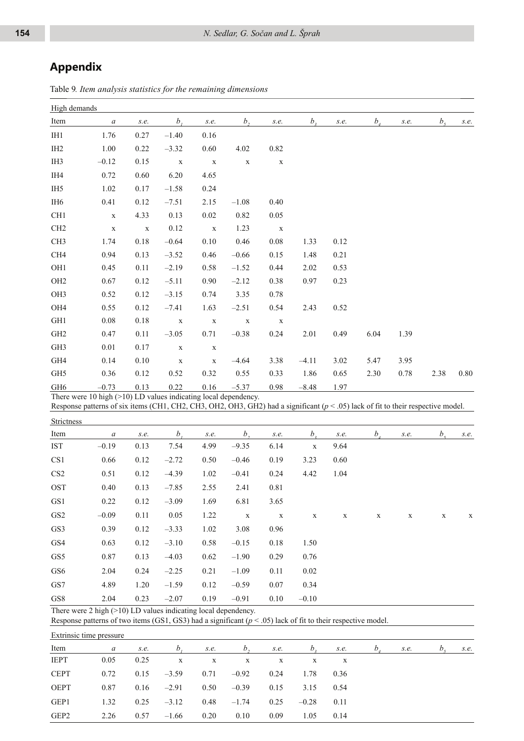## Appendix

Table 9. *Item analysis statistics for the remaining dimensions*

| High demands | | | | | | | | | | | | |
|---|---|---|---|---|---|---|---|---|---|---|---|---|
| Item | *a* | *s.e.* | $b_1$ | *s.e.* | $b_2$ | *s.e.* | $b_3$ | *s.e.* | $b_4$ | *s.e.* | $b_5$ | *s.e.* |
| IH1 | 1.76 | 0.27 | –1.40 | 0.16 | | | | | | | | |
| IH2 | 1.00 | 0.22 | –3.32 | 0.60 | 4.02 | 0.82 | | | | | | |
| IH3 | –0.12 | 0.15 | x | x | x | x | | | | | | |
| IH4 | 0.72 | 0.60 | 6.20 | 4.65 | | | | | | | | |
| IH5 | 1.02 | 0.17 | –1.58 | 0.24 | | | | | | | | |
| IH6 | 0.41 | 0.12 | –7.51 | 2.15 | –1.08 | 0.40 | | | | | | |
| CH1 | x | 4.33 | 0.13 | 0.02 | 0.82 | 0.05 | | | | | | |
| CH2 | x | x | 0.12 | x | 1.23 | x | | | | | | |
| CH3 | 1.74 | 0.18 | –0.64 | 0.10 | 0.46 | 0.08 | 1.33 | 0.12 | | | | |
| CH4 | 0.94 | 0.13 | –3.52 | 0.46 | –0.66 | 0.15 | 1.48 | 0.21 | | | | |
| OH1 | 0.45 | 0.11 | –2.19 | 0.58 | –1.52 | 0.44 | 2.02 | 0.53 | | | | |
| OH2 | 0.67 | 0.12 | –5.11 | 0.90 | –2.12 | 0.38 | 0.97 | 0.23 | | | | |
| OH3 | 0.52 | 0.12 | –3.15 | 0.74 | 3.35 | 0.78 | | | | | | |
| OH4 | 0.55 | 0.12 | –7.41 | 1.63 | –2.51 | 0.54 | 2.43 | 0.52 | | | | |
| GH1 | 0.08 | 0.18 | x | x | x | x | | | | | | |
| GH2 | 0.47 | 0.11 | –3.05 | 0.71 | –0.38 | 0.24 | 2.01 | 0.49 | 6.04 | 1.39 | | |
| GH3 | 0.01 | 0.17 | x | x | | | | | | | | |
| GH4 | 0.14 | 0.10 | x | x | –4.64 | 3.38 | –4.11 | 3.02 | 5.47 | 3.95 | | |
| GH5 | 0.36 | 0.12 | 0.52 | 0.32 | 0.55 | 0.33 | 1.86 | 0.65 | 2.30 | 0.78 | 2.38 | 0.80 |
| GH6 | –0.73 | 0.13 | 0.22 | 0.16 | –5.37 | 0.98 | –8.48 | 1.97 | | | | |

There were 10 high (>10) LD values indicating local dependency.
Response patterns of six items (CH1, CH2, CH3, OH2, OH3, GH2) had a significant ($p$ < .05) lack of fit to their respective model.

| Strictness | | | | | | | | | | | | |
|---|---|---|---|---|---|---|---|---|---|---|---|---|
| Item | *a* | *s.e.* | $b_1$ | *s.e.* | $b_2$ | *s.e.* | $b_3$ | *s.e.* | $b_4$ | *s.e.* | $b_5$ | *s.e.* |
| IST | –0.19 | 0.13 | 7.54 | 4.99 | –9.35 | 6.14 | x | 9.64 | | | | |
| CS1 | 0.66 | 0.12 | –2.72 | 0.50 | –0.46 | 0.19 | 3.23 | 0.60 | | | | |
| CS2 | 0.51 | 0.12 | –4.39 | 1.02 | –0.41 | 0.24 | 4.42 | 1.04 | | | | |
| OST | 0.40 | 0.13 | –7.85 | 2.55 | 2.41 | 0.81 | | | | | | |
| GS1 | 0.22 | 0.12 | –3.09 | 1.69 | 6.81 | 3.65 | | | | | | |
| GS2 | –0.09 | 0.11 | 0.05 | 1.22 | x | x | x | x | x | x | x | x |
| GS3 | 0.39 | 0.12 | –3.33 | 1.02 | 3.08 | 0.96 | | | | | | |
| GS4 | 0.63 | 0.12 | –3.10 | 0.58 | –0.15 | 0.18 | 1.50 | | | | | |
| GS5 | 0.87 | 0.13 | –4.03 | 0.62 | –1.90 | 0.29 | 0.76 | | | | | |
| GS6 | 2.04 | 0.24 | –2.25 | 0.21 | –1.09 | 0.11 | 0.02 | | | | | |
| GS7 | 4.89 | 1.20 | –1.59 | 0.12 | –0.59 | 0.07 | 0.34 | | | | | |
| GS8 | 2.04 | 0.23 | –2.07 | 0.19 | –0.91 | 0.10 | –0.10 | | | | | |

There were 2 high (>10) LD values indicating local dependency.
Response patterns of two items (GS1, GS3) had a significant ($p$ < .05) lack of fit to their respective model.

| Extrinsic time pressure | | | | | | | | | | | | |
|---|---|---|---|---|---|---|---|---|---|---|---|---|
| Item | *a* | *s.e.* | $b_1$ | *s.e.* | $b_2$ | *s.e.* | $b_3$ | *s.e.* | $b_4$ | *s.e.* | $b_5$ | *s.e.* |
| IEPT | 0.05 | 0.25 | x | x | x | x | x | x | | | | |
| CEPT | 0.72 | 0.15 | –3.59 | 0.71 | –0.92 | 0.24 | 1.78 | 0.36 | | | | |
| OEPT | 0.87 | 0.16 | –2.91 | 0.50 | –0.39 | 0.15 | 3.15 | 0.54 | | | | |
| GEP1 | 1.32 | 0.25 | –3.12 | 0.48 | –1.74 | 0.25 | –0.28 | 0.11 | | | | |
| GEP2 | 2.26 | 0.57 | –1.66 | 0.20 | 0.10 | 0.09 | 1.05 | 0.14 | | | | |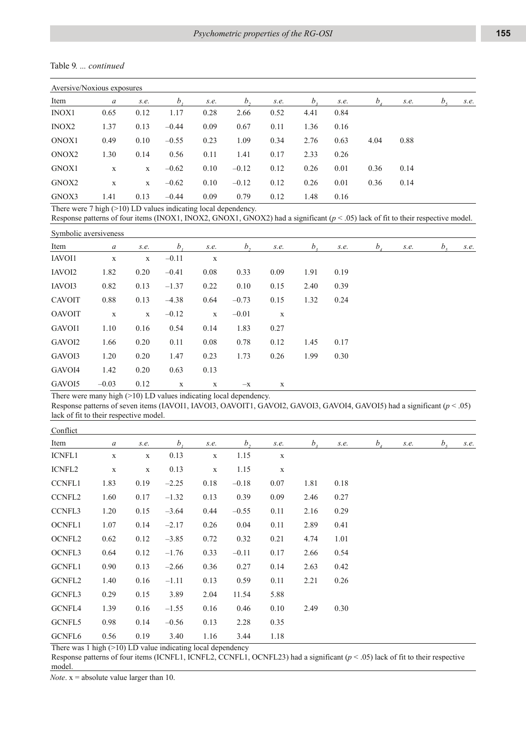Table 9. ... *continued*

| Aversive/Noxious exposures | | | | | | | | | | | | |
|---|---|---|---|---|---|---|---|---|---|---|---|---|
| Item | *a* | *s.e.* | $b_1$ | *s.e.* | $b_2$ | *s.e.* | $b_3$ | *s.e.* | $b_4$ | *s.e.* | $b_5$ | *s.e.* |
| INOX1 | 0.65 | 0.12 | 1.17 | 0.28 | 2.66 | 0.52 | 4.41 | 0.84 | | | | |
| INOX2 | 1.37 | 0.13 | –0.44 | 0.09 | 0.67 | 0.11 | 1.36 | 0.16 | | | | |
| ONOX1 | 0.49 | 0.10 | –0.55 | 0.23 | 1.09 | 0.34 | 2.76 | 0.63 | 4.04 | 0.88 | | |
| ONOX2 | 1.30 | 0.14 | 0.56 | 0.11 | 1.41 | 0.17 | 2.33 | 0.26 | | | | |
| GNOX1 | x | x | –0.62 | 0.10 | –0.12 | 0.12 | 0.26 | 0.01 | 0.36 | 0.14 | | |
| GNOX2 | x | x | –0.62 | 0.10 | –0.12 | 0.12 | 0.26 | 0.01 | 0.36 | 0.14 | | |
| GNOX3 | 1.41 | 0.13 | –0.44 | 0.09 | 0.79 | 0.12 | 1.48 | 0.16 | | | | |

There were 7 high (>10) LD values indicating local dependency.
Response patterns of four items (INOX1, INOX2, GNOX1, GNOX2) had a significant ($p < .05$) lack of fit to their respective model.

| Symbolic aversiveness | | | | | | | | | | | | |
|---|---|---|---|---|---|---|---|---|---|---|---|---|
| Item | *a* | *s.e.* | $b_1$ | *s.e.* | $b_2$ | *s.e.* | $b_3$ | *s.e.* | $b_4$ | *s.e.* | $b_5$ | *s.e.* |
| IAVOI1 | x | x | –0.11 | x | | | | | | | | |
| IAVOI2 | 1.82 | 0.20 | –0.41 | 0.08 | 0.33 | 0.09 | 1.91 | 0.19 | | | | |
| IAVOI3 | 0.82 | 0.13 | –1.37 | 0.22 | 0.10 | 0.15 | 2.40 | 0.39 | | | | |
| CAVOIT | 0.88 | 0.13 | –4.38 | 0.64 | –0.73 | 0.15 | 1.32 | 0.24 | | | | |
| OAVOIT | x | x | –0.12 | x | –0.01 | x | | | | | | |
| GAVOI1 | 1.10 | 0.16 | 0.54 | 0.14 | 1.83 | 0.27 | | | | | | |
| GAVOI2 | 1.66 | 0.20 | 0.11 | 0.08 | 0.78 | 0.12 | 1.45 | 0.17 | | | | |
| GAVOI3 | 1.20 | 0.20 | 1.47 | 0.23 | 1.73 | 0.26 | 1.99 | 0.30 | | | | |
| GAVOI4 | 1.42 | 0.20 | 0.63 | 0.13 | | | | | | | | |
| GAVOI5 | –0.03 | 0.12 | x | x | –x | x | | | | | | |

There were many high (>10) LD values indicating local dependency.
Response patterns of seven items (IAVOI1, IAVOI3, OAVOIT1, GAVOI2, GAVOI3, GAVOI4, GAVOI5) had a significant ($p < .05$) lack of fit to their respective model.

| Conflict | | | | | | | | | | | | |
|---|---|---|---|---|---|---|---|---|---|---|---|---|
| Item | *a* | *s.e.* | $b_1$ | *s.e.* | $b_2$ | *s.e.* | $b_3$ | *s.e.* | $b_4$ | *s.e.* | $b_5$ | *s.e.* |
| ICNFL1 | x | x | 0.13 | x | 1.15 | x | | | | | | |
| ICNFL2 | x | x | 0.13 | x | 1.15 | x | | | | | | |
| CCNFL1 | 1.83 | 0.19 | –2.25 | 0.18 | –0.18 | 0.07 | 1.81 | 0.18 | | | | |
| CCNFL2 | 1.60 | 0.17 | –1.32 | 0.13 | 0.39 | 0.09 | 2.46 | 0.27 | | | | |
| CCNFL3 | 1.20 | 0.15 | –3.64 | 0.44 | –0.55 | 0.11 | 2.16 | 0.29 | | | | |
| OCNFL1 | 1.07 | 0.14 | –2.17 | 0.26 | 0.04 | 0.11 | 2.89 | 0.41 | | | | |
| OCNFL2 | 0.62 | 0.12 | –3.85 | 0.72 | 0.32 | 0.21 | 4.74 | 1.01 | | | | |
| OCNFL3 | 0.64 | 0.12 | –1.76 | 0.33 | –0.11 | 0.17 | 2.66 | 0.54 | | | | |
| GCNFL1 | 0.90 | 0.13 | –2.66 | 0.36 | 0.27 | 0.14 | 2.63 | 0.42 | | | | |
| GCNFL2 | 1.40 | 0.16 | –1.11 | 0.13 | 0.59 | 0.11 | 2.21 | 0.26 | | | | |
| GCNFL3 | 0.29 | 0.15 | 3.89 | 2.04 | 11.54 | 5.88 | | | | | | |
| GCNFL4 | 1.39 | 0.16 | –1.55 | 0.16 | 0.46 | 0.10 | 2.49 | 0.30 | | | | |
| GCNFL5 | 0.98 | 0.14 | –0.56 | 0.13 | 2.28 | 0.35 | | | | | | |
| GCNFL6 | 0.56 | 0.19 | 3.40 | 1.16 | 3.44 | 1.18 | | | | | | |

There was 1 high (>10) LD value indicating local dependency
Response patterns of four items (ICNFL1, ICNFL2, CCNFL1, OCNFL23) had a significant ($p < .05$) lack of fit to their respective model.

*Note*. x = absolute value larger than 10.